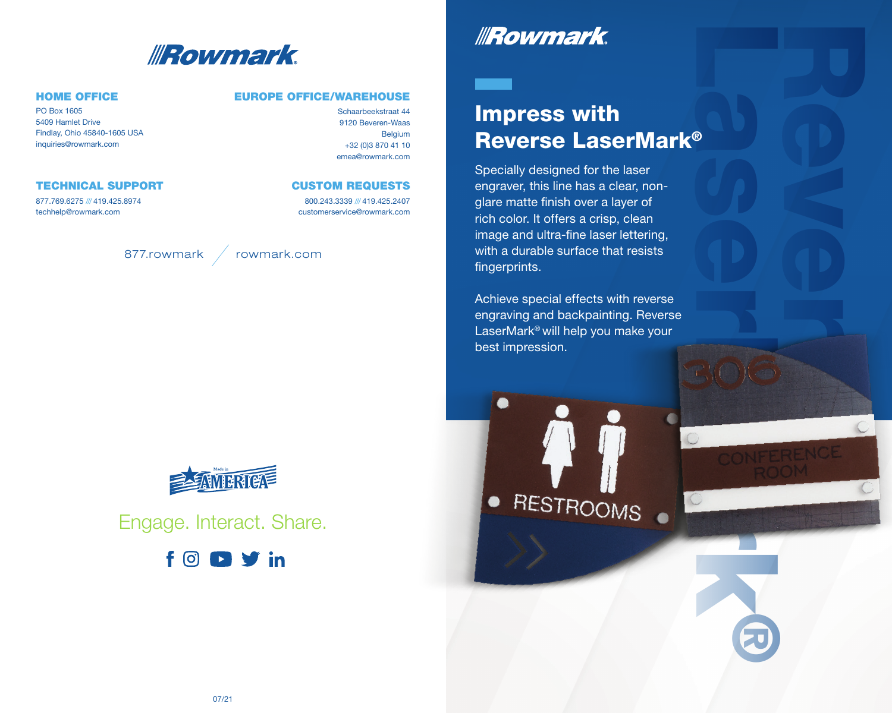# Rowmark

## HOME OFFICE

PO Box 1605
5409 Hamlet Drive
Findlay, Ohio 45840-1605 USA
inquiries@rowmark.com

## EUROPE OFFICE/WAREHOUSE

Schaarbeekstraat 44
9120 Beveren-Waas
Belgium
+32 (0)3 870 41 10
emea@rowmark.com

## TECHNICAL SUPPORT

877.769.6275 /// 419.425.8974
techhelp@rowmark.com

## CUSTOM REQUESTS

800.243.3339 /// 419.425.2407
customerservice@rowmark.com

877.rowmark / rowmark.com

Made in AMERICA

Engage. Interact. Share.

07/21

# Rowmark

## Impress with Reverse LaserMark®

Specially designed for the laser engraver, this line has a clear, non-glare matte finish over a layer of rich color. It offers a crisp, clean image and ultra-fine laser lettering, with a durable surface that resists fingerprints.

Achieve special effects with reverse engraving and backpainting. Reverse LaserMark® will help you make your best impression.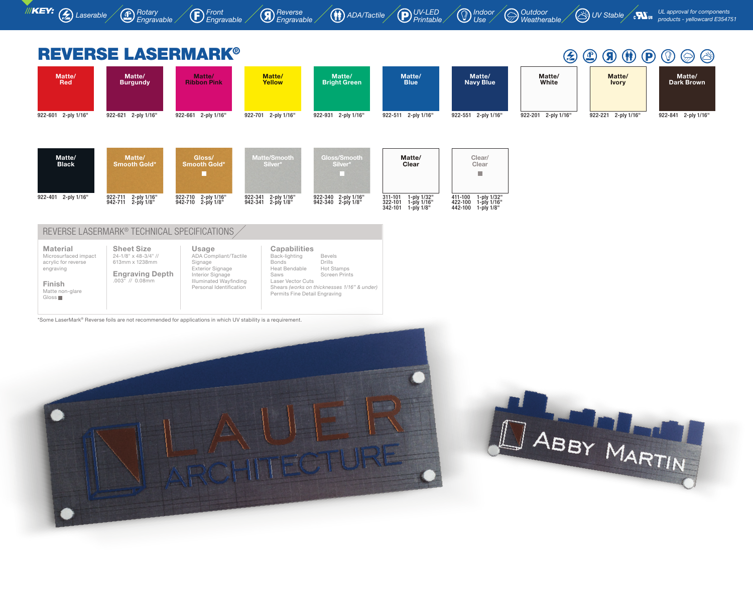///KEY: Laserable / Rotary Engravable / Front Engravable / Reverse Engravable / ADA/Tactile / UV-LED Printable / Indoor Use / Outdoor Weatherable / UV Stable / UL approval for components products - yellowcard E354751

# REVERSE LASERMARK®

| Color | Part No. | Thickness |
|---|---|---|
| Matte/ Red | 922-601 | 2-ply 1/16" |
| Matte/ Burgundy | 922-621 | 2-ply 1/16" |
| Matte/ Ribbon Pink | 922-661 | 2-ply 1/16" |
| Matte/ Yellow | 922-701 | 2-ply 1/16" |
| Matte/ Bright Green | 922-931 | 2-ply 1/16" |
| Matte/ Blue | 922-511 | 2-ply 1/16" |
| Matte/ Navy Blue | 922-551 | 2-ply 1/16" |
| Matte/ White | 922-201 | 2-ply 1/16" |
| Matte/ Ivory | 922-221 | 2-ply 1/16" |
| Matte/ Dark Brown | 922-841 | 2-ply 1/16" |
| Matte/ Black | 922-401 | 2-ply 1/16" |
| Matte/ Smooth Gold* | 922-711<br>942-711 | 2-ply 1/16"<br>2-ply 1/8" |
| Gloss/ Smooth Gold* | 922-710<br>942-710 | 2-ply 1/16"<br>2-ply 1/8" |
| Matte/Smooth Silver* | 922-341<br>942-341 | 2-ply 1/16"<br>2-ply 1/8" |
| Gloss/Smooth Silver* | 922-340<br>942-340 | 2-ply 1/16"<br>2-ply 1/8" |
| Matte/ Clear | 311-101<br>322-101<br>342-101 | 1-ply 1/32"<br>1-ply 1/16"<br>1-ply 1/8" |
| Clear/ Clear | 411-100<br>422-100<br>442-100 | 1-ply 1/32"<br>1-ply 1/16"<br>1-ply 1/8" |

## REVERSE LASERMARK® TECHNICAL SPECIFICATIONS

**Material**
Microsurfaced impact acrylic for reverse engraving

**Finish**
Matte non-glare
Gloss

**Sheet Size**
24-1/8" x 48-3/4" // 613mm x 1238mm

**Engraving Depth**
.003" // 0.08mm

**Usage**
ADA Compliant/Tactile Signage
Exterior Signage
Interior Signage
Illuminated Wayfinding
Personal Identification

**Capabilities**
Back-lighting
Bonds
Heat Bendable
Saws
Laser Vector Cuts
Shears *(works on thicknesses 1/16" & under)*
Permits Fine Detail Engraving
Bevels
Drills
Hot Stamps
Screen Prints

*Some LaserMark® Reverse foils are not recommended for applications in which UV stability is a requirement.